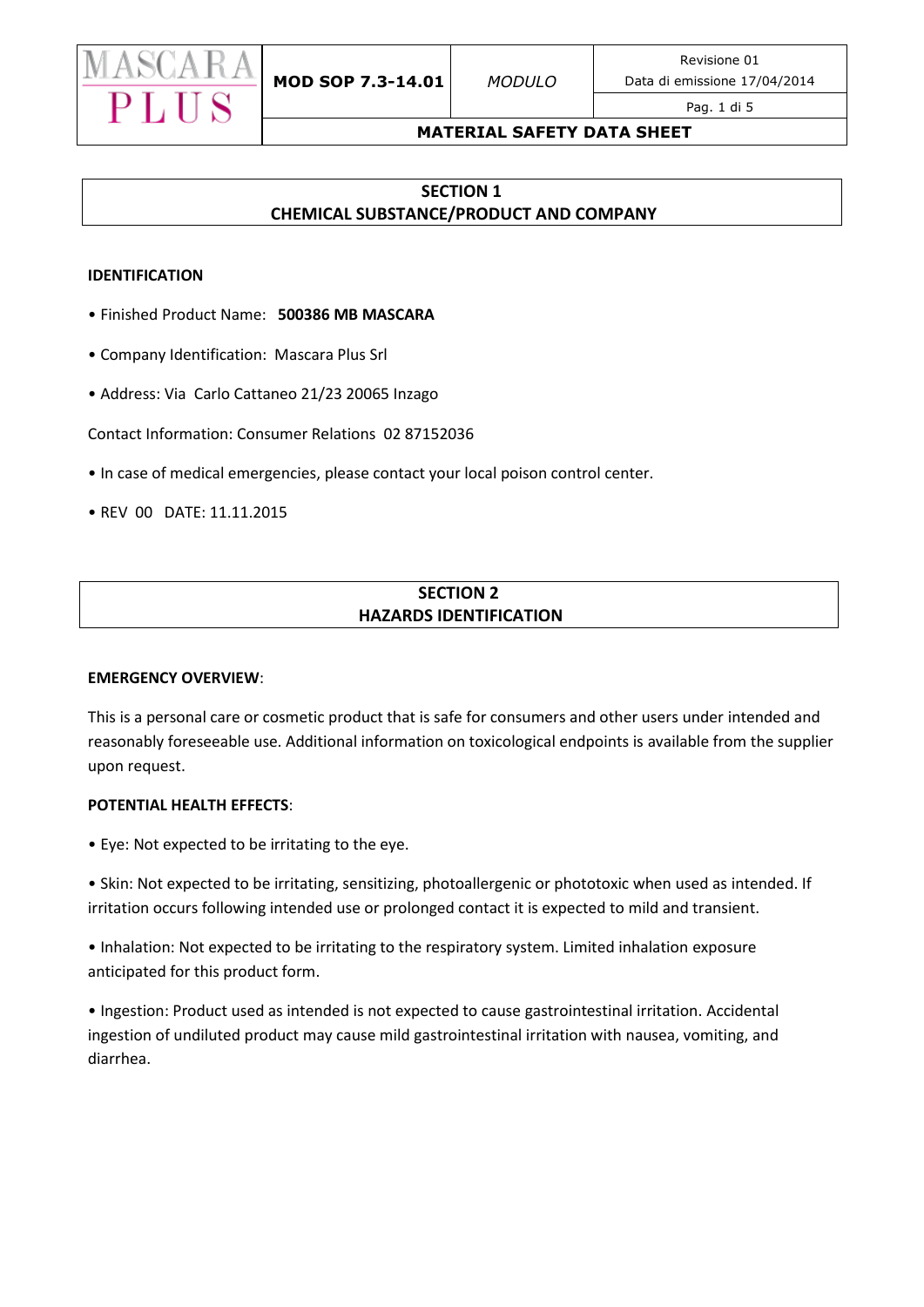| MASCARA PLUS | MOD SOP 7.3-14.01 | *MODULO* | Revisione 01<br>Data di emissione 17/04/2014 |
|---|---|---|---|
| | | | Pag. 1 di 5 |
| | MATERIAL SAFETY DATA SHEET | | |

## SECTION 1
## CHEMICAL SUBSTANCE/PRODUCT AND COMPANY

**IDENTIFICATION**

- Finished Product Name: **500386 MB MASCARA**
- Company Identification: Mascara Plus Srl
- Address: Via Carlo Cattaneo 21/23 20065 Inzago

Contact Information: Consumer Relations 02 87152036

- In case of medical emergencies, please contact your local poison control center.
- REV 00 DATE: 11.11.2015

## SECTION 2
## HAZARDS IDENTIFICATION

**EMERGENCY OVERVIEW**:

This is a personal care or cosmetic product that is safe for consumers and other users under intended and reasonably foreseeable use. Additional information on toxicological endpoints is available from the supplier upon request.

**POTENTIAL HEALTH EFFECTS**:

- Eye: Not expected to be irritating to the eye.
- Skin: Not expected to be irritating, sensitizing, photoallergenic or phototoxic when used as intended. If irritation occurs following intended use or prolonged contact it is expected to mild and transient.
- Inhalation: Not expected to be irritating to the respiratory system. Limited inhalation exposure anticipated for this product form.
- Ingestion: Product used as intended is not expected to cause gastrointestinal irritation. Accidental ingestion of undiluted product may cause mild gastrointestinal irritation with nausea, vomiting, and diarrhea.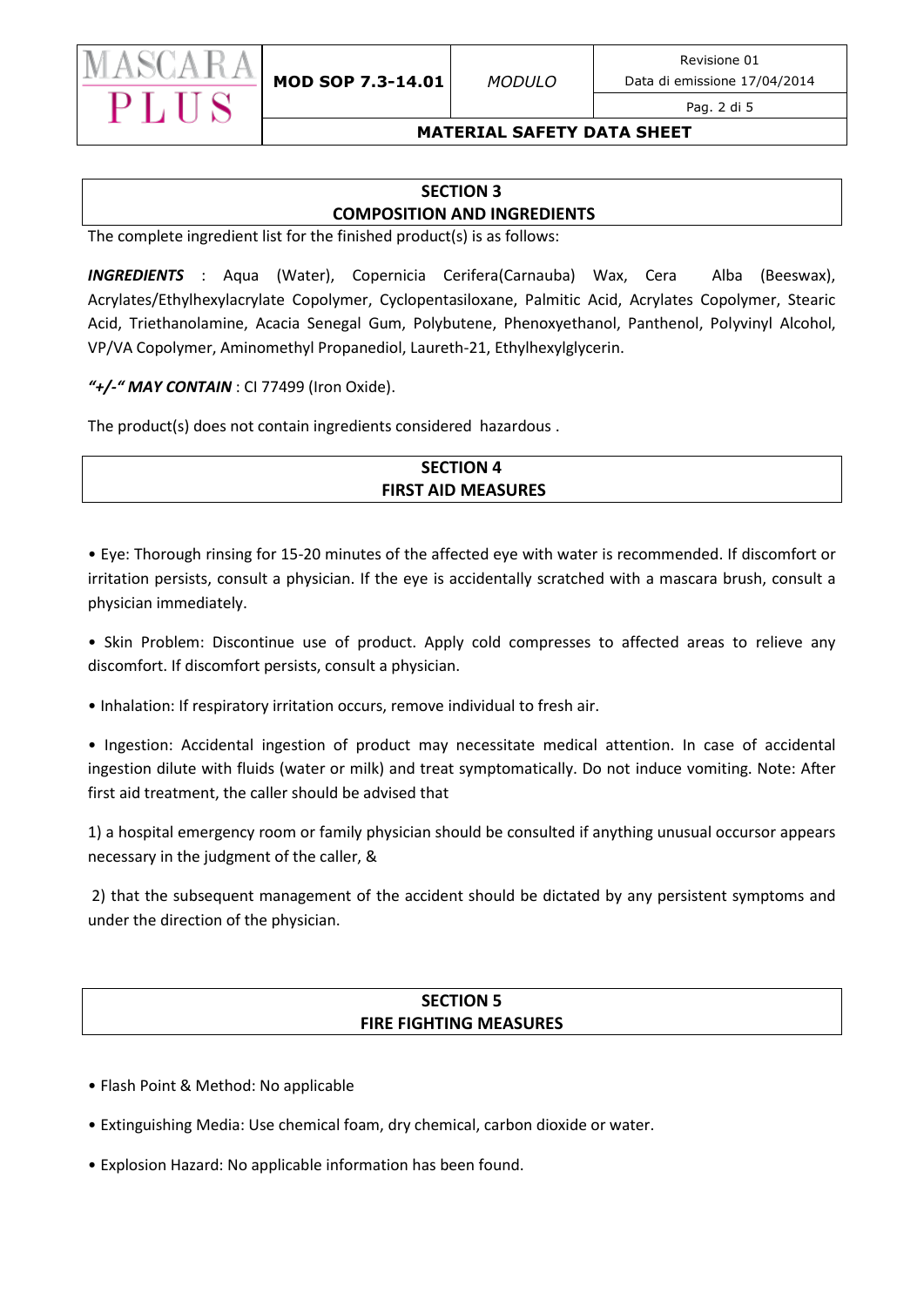## SECTION 3
## COMPOSITION AND INGREDIENTS

The complete ingredient list for the finished product(s) is as follows:

***INGREDIENTS*** : Aqua (Water), Copernicia Cerifera(Carnauba) Wax, Cera Alba (Beeswax), Acrylates/Ethylhexylacrylate Copolymer, Cyclopentasiloxane, Palmitic Acid, Acrylates Copolymer, Stearic Acid, Triethanolamine, Acacia Senegal Gum, Polybutene, Phenoxyethanol, Panthenol, Polyvinyl Alcohol, VP/VA Copolymer, Aminomethyl Propanediol, Laureth-21, Ethylhexylglycerin.

***"+/-" MAY CONTAIN*** : CI 77499 (Iron Oxide).

The product(s) does not contain ingredients considered hazardous .

## SECTION 4
## FIRST AID MEASURES

• Eye: Thorough rinsing for 15-20 minutes of the affected eye with water is recommended. If discomfort or irritation persists, consult a physician. If the eye is accidentally scratched with a mascara brush, consult a physician immediately.

• Skin Problem: Discontinue use of product. Apply cold compresses to affected areas to relieve any discomfort. If discomfort persists, consult a physician.

• Inhalation: If respiratory irritation occurs, remove individual to fresh air.

• Ingestion: Accidental ingestion of product may necessitate medical attention. In case of accidental ingestion dilute with fluids (water or milk) and treat symptomatically. Do not induce vomiting. Note: After first aid treatment, the caller should be advised that

1) a hospital emergency room or family physician should be consulted if anything unusual occursor appears necessary in the judgment of the caller, &

2) that the subsequent management of the accident should be dictated by any persistent symptoms and under the direction of the physician.

## SECTION 5
## FIRE FIGHTING MEASURES

• Flash Point & Method: No applicable

• Extinguishing Media: Use chemical foam, dry chemical, carbon dioxide or water.

• Explosion Hazard: No applicable information has been found.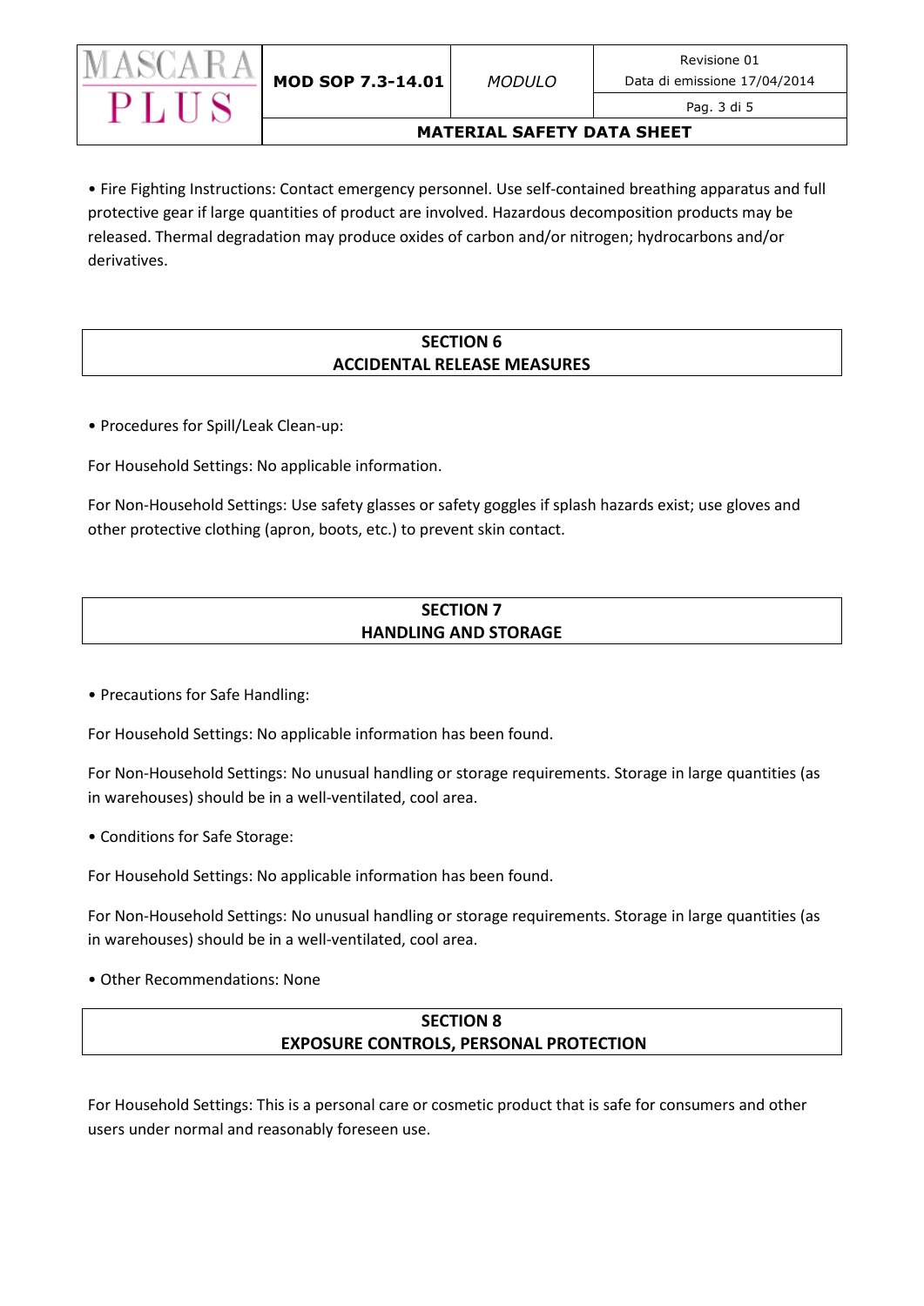• Fire Fighting Instructions: Contact emergency personnel. Use self-contained breathing apparatus and full protective gear if large quantities of product are involved. Hazardous decomposition products may be released. Thermal degradation may produce oxides of carbon and/or nitrogen; hydrocarbons and/or derivatives.

## SECTION 6
## ACCIDENTAL RELEASE MEASURES

• Procedures for Spill/Leak Clean-up:

For Household Settings: No applicable information.

For Non-Household Settings: Use safety glasses or safety goggles if splash hazards exist; use gloves and other protective clothing (apron, boots, etc.) to prevent skin contact.

## SECTION 7
## HANDLING AND STORAGE

• Precautions for Safe Handling:

For Household Settings: No applicable information has been found.

For Non-Household Settings: No unusual handling or storage requirements. Storage in large quantities (as in warehouses) should be in a well-ventilated, cool area.

• Conditions for Safe Storage:

For Household Settings: No applicable information has been found.

For Non-Household Settings: No unusual handling or storage requirements. Storage in large quantities (as in warehouses) should be in a well-ventilated, cool area.

• Other Recommendations: None

## SECTION 8
## EXPOSURE CONTROLS, PERSONAL PROTECTION

For Household Settings: This is a personal care or cosmetic product that is safe for consumers and other users under normal and reasonably foreseen use.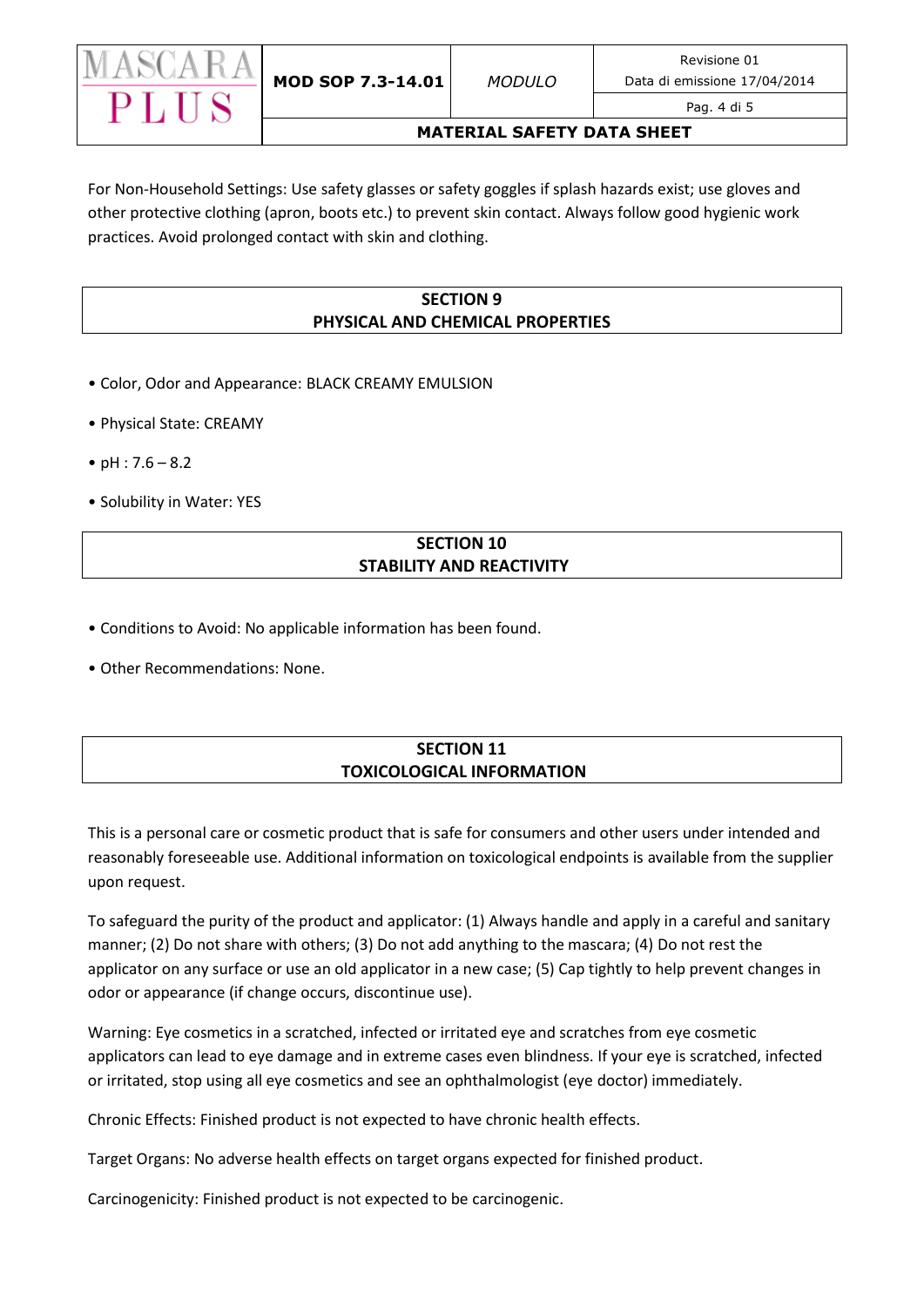For Non-Household Settings: Use safety glasses or safety goggles if splash hazards exist; use gloves and other protective clothing (apron, boots etc.) to prevent skin contact. Always follow good hygienic work practices. Avoid prolonged contact with skin and clothing.

## SECTION 9
## PHYSICAL AND CHEMICAL PROPERTIES

- Color, Odor and Appearance: BLACK CREAMY EMULSION
- Physical State: CREAMY
- pH : 7.6 – 8.2
- Solubility in Water: YES

## SECTION 10
## STABILITY AND REACTIVITY

- Conditions to Avoid: No applicable information has been found.
- Other Recommendations: None.

## SECTION 11
## TOXICOLOGICAL INFORMATION

This is a personal care or cosmetic product that is safe for consumers and other users under intended and reasonably foreseeable use. Additional information on toxicological endpoints is available from the supplier upon request.

To safeguard the purity of the product and applicator: (1) Always handle and apply in a careful and sanitary manner; (2) Do not share with others; (3) Do not add anything to the mascara; (4) Do not rest the applicator on any surface or use an old applicator in a new case; (5) Cap tightly to help prevent changes in odor or appearance (if change occurs, discontinue use).

Warning: Eye cosmetics in a scratched, infected or irritated eye and scratches from eye cosmetic applicators can lead to eye damage and in extreme cases even blindness. If your eye is scratched, infected or irritated, stop using all eye cosmetics and see an ophthalmologist (eye doctor) immediately.

Chronic Effects: Finished product is not expected to have chronic health effects.

Target Organs: No adverse health effects on target organs expected for finished product.

Carcinogenicity: Finished product is not expected to be carcinogenic.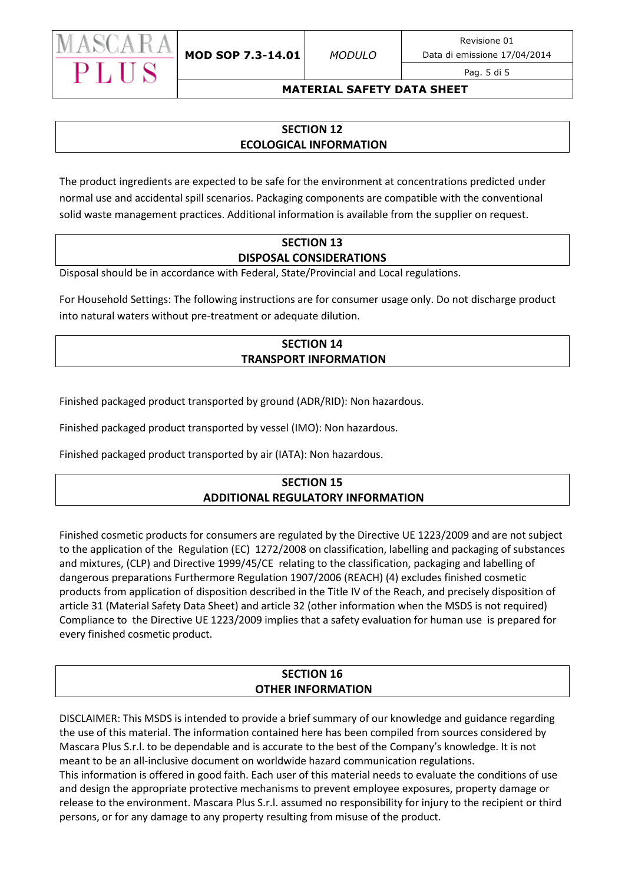## SECTION 12
## ECOLOGICAL INFORMATION

The product ingredients are expected to be safe for the environment at concentrations predicted under normal use and accidental spill scenarios. Packaging components are compatible with the conventional solid waste management practices. Additional information is available from the supplier on request.

## SECTION 13
## DISPOSAL CONSIDERATIONS

Disposal should be in accordance with Federal, State/Provincial and Local regulations.

For Household Settings: The following instructions are for consumer usage only. Do not discharge product into natural waters without pre-treatment or adequate dilution.

## SECTION 14
## TRANSPORT INFORMATION

Finished packaged product transported by ground (ADR/RID): Non hazardous.

Finished packaged product transported by vessel (IMO): Non hazardous.

Finished packaged product transported by air (IATA): Non hazardous.

## SECTION 15
## ADDITIONAL REGULATORY INFORMATION

Finished cosmetic products for consumers are regulated by the Directive UE 1223/2009 and are not subject to the application of the Regulation (EC) 1272/2008 on classification, labelling and packaging of substances and mixtures, (CLP) and Directive 1999/45/CE relating to the classification, packaging and labelling of dangerous preparations Furthermore Regulation 1907/2006 (REACH) (4) excludes finished cosmetic products from application of disposition described in the Title IV of the Reach, and precisely disposition of article 31 (Material Safety Data Sheet) and article 32 (other information when the MSDS is not required) Compliance to the Directive UE 1223/2009 implies that a safety evaluation for human use is prepared for every finished cosmetic product.

## SECTION 16
## OTHER INFORMATION

DISCLAIMER: This MSDS is intended to provide a brief summary of our knowledge and guidance regarding the use of this material. The information contained here has been compiled from sources considered by Mascara Plus S.r.l. to be dependable and is accurate to the best of the Company's knowledge. It is not meant to be an all-inclusive document on worldwide hazard communication regulations.
This information is offered in good faith. Each user of this material needs to evaluate the conditions of use and design the appropriate protective mechanisms to prevent employee exposures, property damage or release to the environment. Mascara Plus S.r.l. assumed no responsibility for injury to the recipient or third persons, or for any damage to any property resulting from misuse of the product.